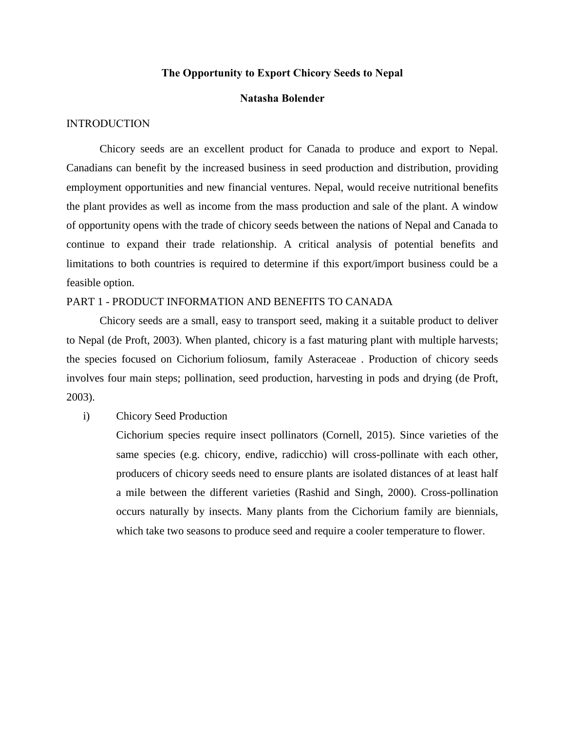# The Opportunity to Export Chicory Seeds to Nepal

**Natasha Bolender**

## INTRODUCTION

Chicory seeds are an excellent product for Canada to produce and export to Nepal. Canadians can benefit by the increased business in seed production and distribution, providing employment opportunities and new financial ventures. Nepal, would receive nutritional benefits the plant provides as well as income from the mass production and sale of the plant. A window of opportunity opens with the trade of chicory seeds between the nations of Nepal and Canada to continue to expand their trade relationship. A critical analysis of potential benefits and limitations to both countries is required to determine if this export/import business could be a feasible option.

## PART 1 - PRODUCT INFORMATION AND BENEFITS TO CANADA

Chicory seeds are a small, easy to transport seed, making it a suitable product to deliver to Nepal (de Proft, 2003). When planted, chicory is a fast maturing plant with multiple harvests; the species focused on Cichorium foliosum, family Asteraceae . Production of chicory seeds involves four main steps; pollination, seed production, harvesting in pods and drying (de Proft, 2003).

i) Chicory Seed Production

Cichorium species require insect pollinators (Cornell, 2015). Since varieties of the same species (e.g. chicory, endive, radicchio) will cross-pollinate with each other, producers of chicory seeds need to ensure plants are isolated distances of at least half a mile between the different varieties (Rashid and Singh, 2000). Cross-pollination occurs naturally by insects. Many plants from the Cichorium family are biennials, which take two seasons to produce seed and require a cooler temperature to flower.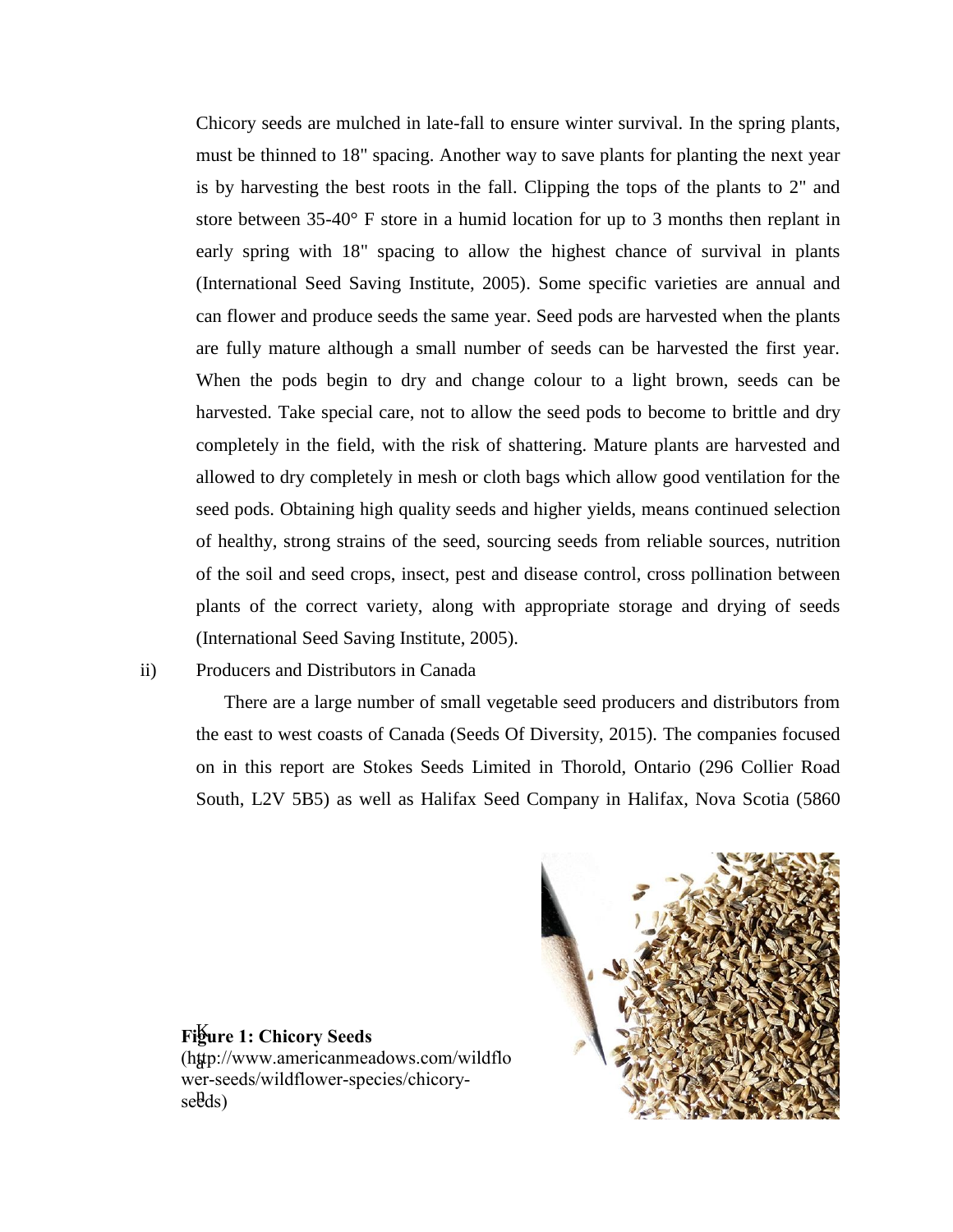Chicory seeds are mulched in late-fall to ensure winter survival. In the spring plants, must be thinned to 18" spacing. Another way to save plants for planting the next year is by harvesting the best roots in the fall. Clipping the tops of the plants to 2" and store between 35-40° F store in a humid location for up to 3 months then replant in early spring with 18" spacing to allow the highest chance of survival in plants (International Seed Saving Institute, 2005). Some specific varieties are annual and can flower and produce seeds the same year. Seed pods are harvested when the plants are fully mature although a small number of seeds can be harvested the first year. When the pods begin to dry and change colour to a light brown, seeds can be harvested. Take special care, not to allow the seed pods to become to brittle and dry completely in the field, with the risk of shattering. Mature plants are harvested and allowed to dry completely in mesh or cloth bags which allow good ventilation for the seed pods. Obtaining high quality seeds and higher yields, means continued selection of healthy, strong strains of the seed, sourcing seeds from reliable sources, nutrition of the soil and seed crops, insect, pest and disease control, cross pollination between plants of the correct variety, along with appropriate storage and drying of seeds (International Seed Saving Institute, 2005).

ii) Producers and Distributors in Canada

There are a large number of small vegetable seed producers and distributors from the east to west coasts of Canada (Seeds Of Diversity, 2015). The companies focused on in this report are Stokes Seeds Limited in Thorold, Ontario (296 Collier Road South, L2V 5B5) as well as Halifax Seed Company in Halifax, Nova Scotia (5860

**Figure 1: Chicory Seeds**
(http://www.americanmeadows.com/wildflower-seeds/wildflower-species/chicory-seeds)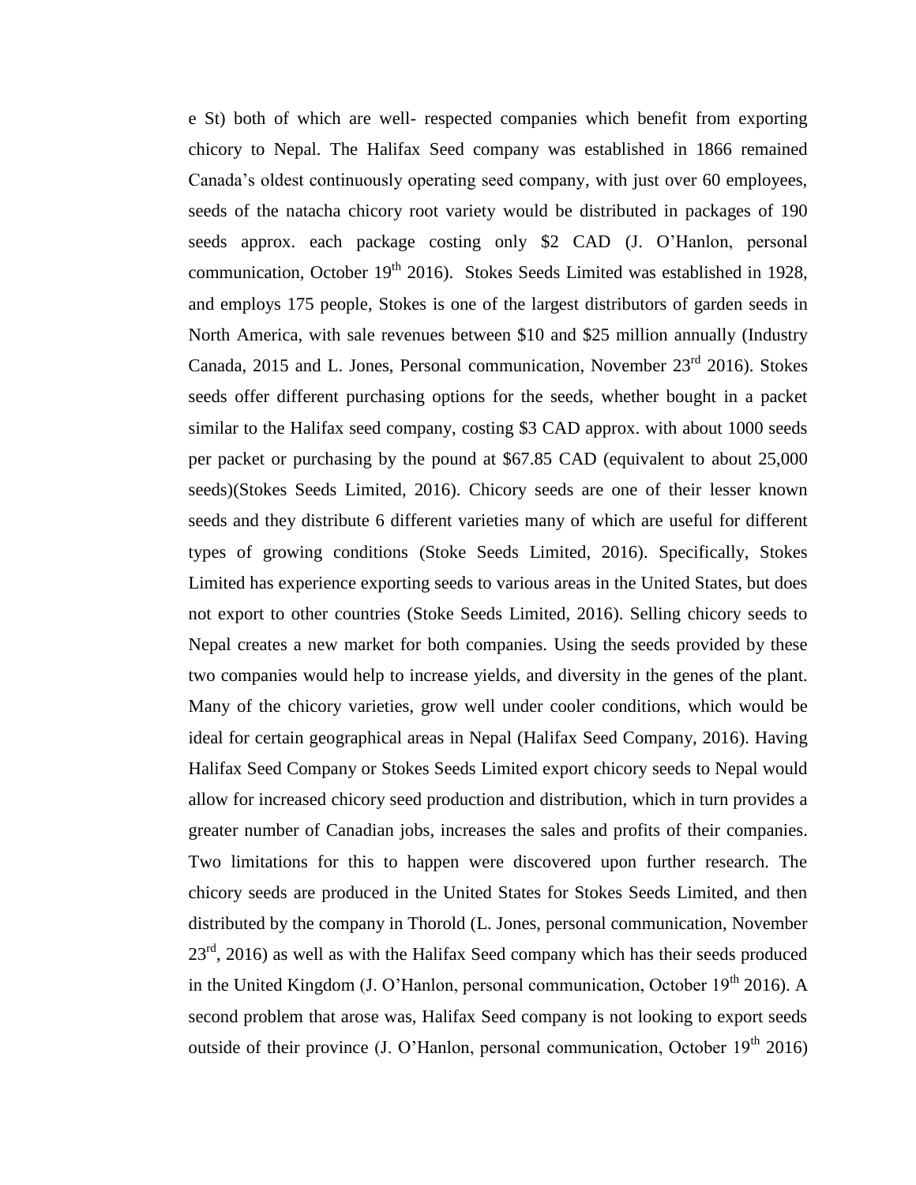e St) both of which are well- respected companies which benefit from exporting chicory to Nepal. The Halifax Seed company was established in 1866 remained Canada's oldest continuously operating seed company, with just over 60 employees, seeds of the natacha chicory root variety would be distributed in packages of 190 seeds approx. each package costing only $2 CAD (J. O'Hanlon, personal communication, October 19th 2016). Stokes Seeds Limited was established in 1928, and employs 175 people, Stokes is one of the largest distributors of garden seeds in North America, with sale revenues between $10 and $25 million annually (Industry Canada, 2015 and L. Jones, Personal communication, November 23rd 2016). Stokes seeds offer different purchasing options for the seeds, whether bought in a packet similar to the Halifax seed company, costing $3 CAD approx. with about 1000 seeds per packet or purchasing by the pound at $67.85 CAD (equivalent to about 25,000 seeds)(Stokes Seeds Limited, 2016). Chicory seeds are one of their lesser known seeds and they distribute 6 different varieties many of which are useful for different types of growing conditions (Stoke Seeds Limited, 2016). Specifically, Stokes Limited has experience exporting seeds to various areas in the United States, but does not export to other countries (Stoke Seeds Limited, 2016). Selling chicory seeds to Nepal creates a new market for both companies. Using the seeds provided by these two companies would help to increase yields, and diversity in the genes of the plant. Many of the chicory varieties, grow well under cooler conditions, which would be ideal for certain geographical areas in Nepal (Halifax Seed Company, 2016). Having Halifax Seed Company or Stokes Seeds Limited export chicory seeds to Nepal would allow for increased chicory seed production and distribution, which in turn provides a greater number of Canadian jobs, increases the sales and profits of their companies. Two limitations for this to happen were discovered upon further research. The chicory seeds are produced in the United States for Stokes Seeds Limited, and then distributed by the company in Thorold (L. Jones, personal communication, November 23rd, 2016) as well as with the Halifax Seed company which has their seeds produced in the United Kingdom (J. O'Hanlon, personal communication, October 19th 2016). A second problem that arose was, Halifax Seed company is not looking to export seeds outside of their province (J. O'Hanlon, personal communication, October 19th 2016)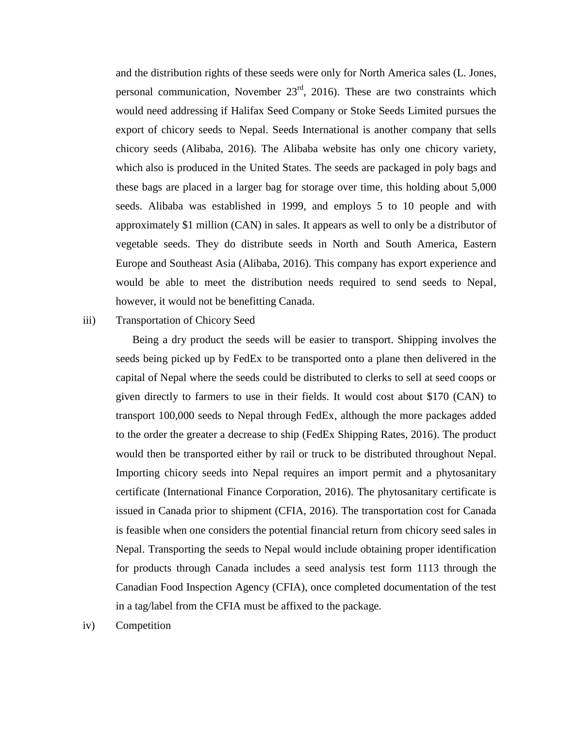and the distribution rights of these seeds were only for North America sales (L. Jones, personal communication, November 23rd, 2016). These are two constraints which would need addressing if Halifax Seed Company or Stoke Seeds Limited pursues the export of chicory seeds to Nepal. Seeds International is another company that sells chicory seeds (Alibaba, 2016). The Alibaba website has only one chicory variety, which also is produced in the United States. The seeds are packaged in poly bags and these bags are placed in a larger bag for storage over time, this holding about 5,000 seeds. Alibaba was established in 1999, and employs 5 to 10 people and with approximately $1 million (CAN) in sales. It appears as well to only be a distributor of vegetable seeds. They do distribute seeds in North and South America, Eastern Europe and Southeast Asia (Alibaba, 2016). This company has export experience and would be able to meet the distribution needs required to send seeds to Nepal, however, it would not be benefitting Canada.

iii) Transportation of Chicory Seed

Being a dry product the seeds will be easier to transport. Shipping involves the seeds being picked up by FedEx to be transported onto a plane then delivered in the capital of Nepal where the seeds could be distributed to clerks to sell at seed coops or given directly to farmers to use in their fields. It would cost about $170 (CAN) to transport 100,000 seeds to Nepal through FedEx, although the more packages added to the order the greater a decrease to ship (FedEx Shipping Rates, 2016). The product would then be transported either by rail or truck to be distributed throughout Nepal. Importing chicory seeds into Nepal requires an import permit and a phytosanitary certificate (International Finance Corporation, 2016). The phytosanitary certificate is issued in Canada prior to shipment (CFIA, 2016). The transportation cost for Canada is feasible when one considers the potential financial return from chicory seed sales in Nepal. Transporting the seeds to Nepal would include obtaining proper identification for products through Canada includes a seed analysis test form 1113 through the Canadian Food Inspection Agency (CFIA), once completed documentation of the test in a tag/label from the CFIA must be affixed to the package.

iv) Competition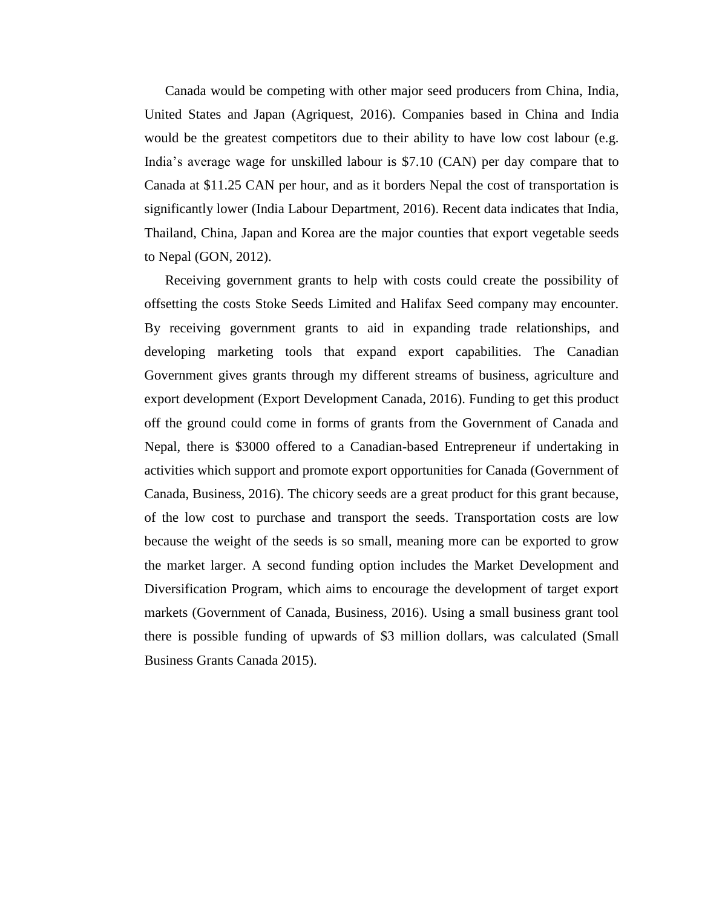Canada would be competing with other major seed producers from China, India, United States and Japan (Agriquest, 2016). Companies based in China and India would be the greatest competitors due to their ability to have low cost labour (e.g. India's average wage for unskilled labour is $7.10 (CAN) per day compare that to Canada at $11.25 CAN per hour, and as it borders Nepal the cost of transportation is significantly lower (India Labour Department, 2016). Recent data indicates that India, Thailand, China, Japan and Korea are the major counties that export vegetable seeds to Nepal (GON, 2012).

Receiving government grants to help with costs could create the possibility of offsetting the costs Stoke Seeds Limited and Halifax Seed company may encounter. By receiving government grants to aid in expanding trade relationships, and developing marketing tools that expand export capabilities. The Canadian Government gives grants through my different streams of business, agriculture and export development (Export Development Canada, 2016). Funding to get this product off the ground could come in forms of grants from the Government of Canada and Nepal, there is $3000 offered to a Canadian-based Entrepreneur if undertaking in activities which support and promote export opportunities for Canada (Government of Canada, Business, 2016). The chicory seeds are a great product for this grant because, of the low cost to purchase and transport the seeds. Transportation costs are low because the weight of the seeds is so small, meaning more can be exported to grow the market larger. A second funding option includes the Market Development and Diversification Program, which aims to encourage the development of target export markets (Government of Canada, Business, 2016). Using a small business grant tool there is possible funding of upwards of $3 million dollars, was calculated (Small Business Grants Canada 2015).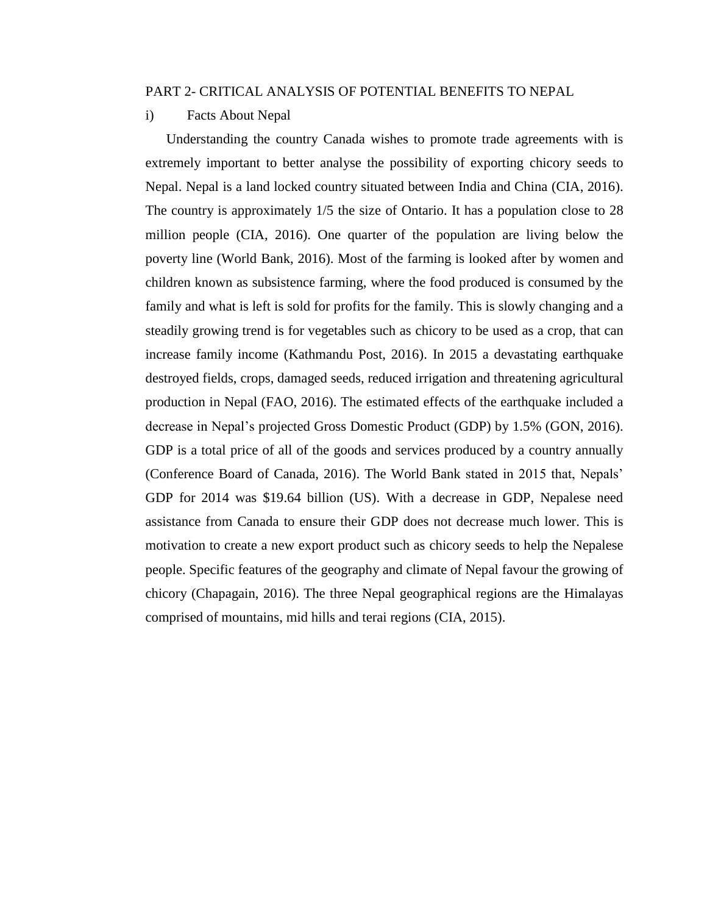## PART 2- CRITICAL ANALYSIS OF POTENTIAL BENEFITS TO NEPAL

### i) Facts About Nepal

Understanding the country Canada wishes to promote trade agreements with is extremely important to better analyse the possibility of exporting chicory seeds to Nepal. Nepal is a land locked country situated between India and China (CIA, 2016). The country is approximately 1/5 the size of Ontario. It has a population close to 28 million people (CIA, 2016). One quarter of the population are living below the poverty line (World Bank, 2016). Most of the farming is looked after by women and children known as subsistence farming, where the food produced is consumed by the family and what is left is sold for profits for the family. This is slowly changing and a steadily growing trend is for vegetables such as chicory to be used as a crop, that can increase family income (Kathmandu Post, 2016). In 2015 a devastating earthquake destroyed fields, crops, damaged seeds, reduced irrigation and threatening agricultural production in Nepal (FAO, 2016). The estimated effects of the earthquake included a decrease in Nepal's projected Gross Domestic Product (GDP) by 1.5% (GON, 2016). GDP is a total price of all of the goods and services produced by a country annually (Conference Board of Canada, 2016). The World Bank stated in 2015 that, Nepals' GDP for 2014 was $19.64 billion (US). With a decrease in GDP, Nepalese need assistance from Canada to ensure their GDP does not decrease much lower. This is motivation to create a new export product such as chicory seeds to help the Nepalese people. Specific features of the geography and climate of Nepal favour the growing of chicory (Chapagain, 2016). The three Nepal geographical regions are the Himalayas comprised of mountains, mid hills and terai regions (CIA, 2015).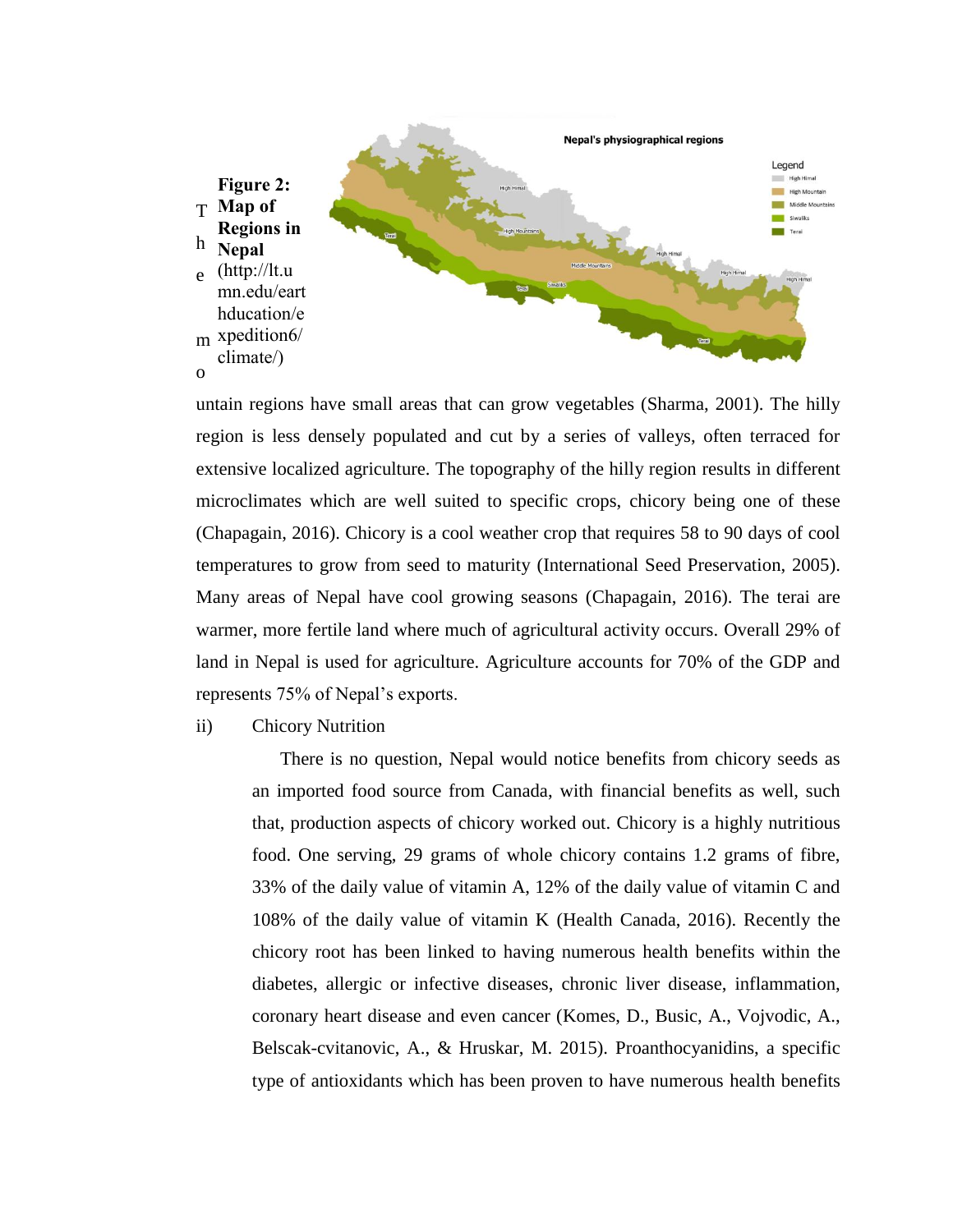**Figure 2: Map of Regions in Nepal** (http://lt.umn.edu/earthducation/expedition6/climate/)

The mountain regions have small areas that can grow vegetables (Sharma, 2001). The hilly region is less densely populated and cut by a series of valleys, often terraced for extensive localized agriculture. The topography of the hilly region results in different microclimates which are well suited to specific crops, chicory being one of these (Chapagain, 2016). Chicory is a cool weather crop that requires 58 to 90 days of cool temperatures to grow from seed to maturity (International Seed Preservation, 2005). Many areas of Nepal have cool growing seasons (Chapagain, 2016). The terai are warmer, more fertile land where much of agricultural activity occurs. Overall 29% of land in Nepal is used for agriculture. Agriculture accounts for 70% of the GDP and represents 75% of Nepal's exports.

ii) Chicory Nutrition

There is no question, Nepal would notice benefits from chicory seeds as an imported food source from Canada, with financial benefits as well, such that, production aspects of chicory worked out. Chicory is a highly nutritious food. One serving, 29 grams of whole chicory contains 1.2 grams of fibre, 33% of the daily value of vitamin A, 12% of the daily value of vitamin C and 108% of the daily value of vitamin K (Health Canada, 2016). Recently the chicory root has been linked to having numerous health benefits within the diabetes, allergic or infective diseases, chronic liver disease, inflammation, coronary heart disease and even cancer (Komes, D., Busic, A., Vojvodic, A., Belscak-cvitanovic, A., & Hruskar, M. 2015). Proanthocyanidins, a specific type of antioxidants which has been proven to have numerous health benefits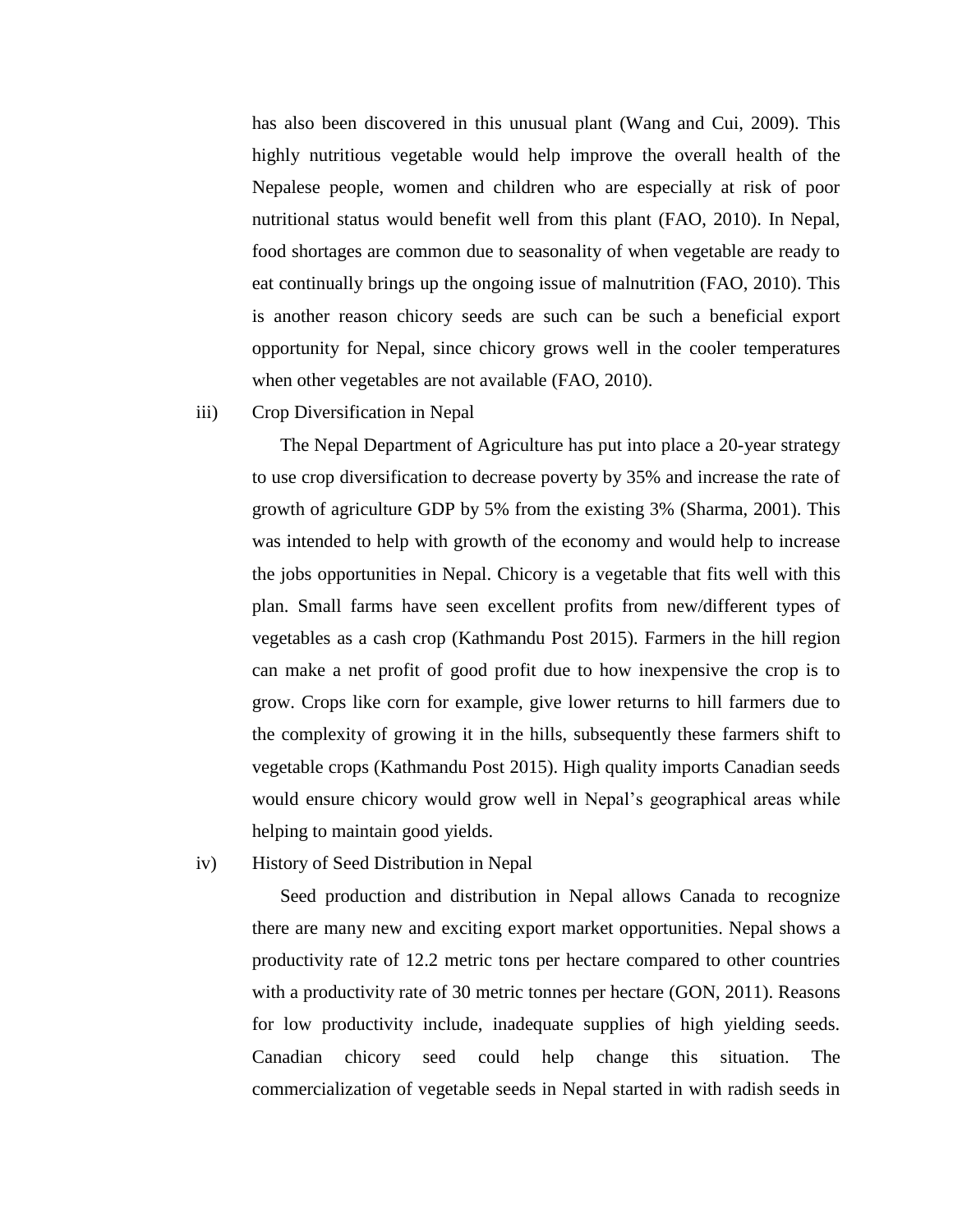has also been discovered in this unusual plant (Wang and Cui, 2009). This highly nutritious vegetable would help improve the overall health of the Nepalese people, women and children who are especially at risk of poor nutritional status would benefit well from this plant (FAO, 2010). In Nepal, food shortages are common due to seasonality of when vegetable are ready to eat continually brings up the ongoing issue of malnutrition (FAO, 2010). This is another reason chicory seeds are such can be such a beneficial export opportunity for Nepal, since chicory grows well in the cooler temperatures when other vegetables are not available (FAO, 2010).

iii) Crop Diversification in Nepal

The Nepal Department of Agriculture has put into place a 20-year strategy to use crop diversification to decrease poverty by 35% and increase the rate of growth of agriculture GDP by 5% from the existing 3% (Sharma, 2001). This was intended to help with growth of the economy and would help to increase the jobs opportunities in Nepal. Chicory is a vegetable that fits well with this plan. Small farms have seen excellent profits from new/different types of vegetables as a cash crop (Kathmandu Post 2015). Farmers in the hill region can make a net profit of good profit due to how inexpensive the crop is to grow. Crops like corn for example, give lower returns to hill farmers due to the complexity of growing it in the hills, subsequently these farmers shift to vegetable crops (Kathmandu Post 2015). High quality imports Canadian seeds would ensure chicory would grow well in Nepal's geographical areas while helping to maintain good yields.

iv) History of Seed Distribution in Nepal

Seed production and distribution in Nepal allows Canada to recognize there are many new and exciting export market opportunities. Nepal shows a productivity rate of 12.2 metric tons per hectare compared to other countries with a productivity rate of 30 metric tonnes per hectare (GON, 2011). Reasons for low productivity include, inadequate supplies of high yielding seeds. Canadian chicory seed could help change this situation. The commercialization of vegetable seeds in Nepal started in with radish seeds in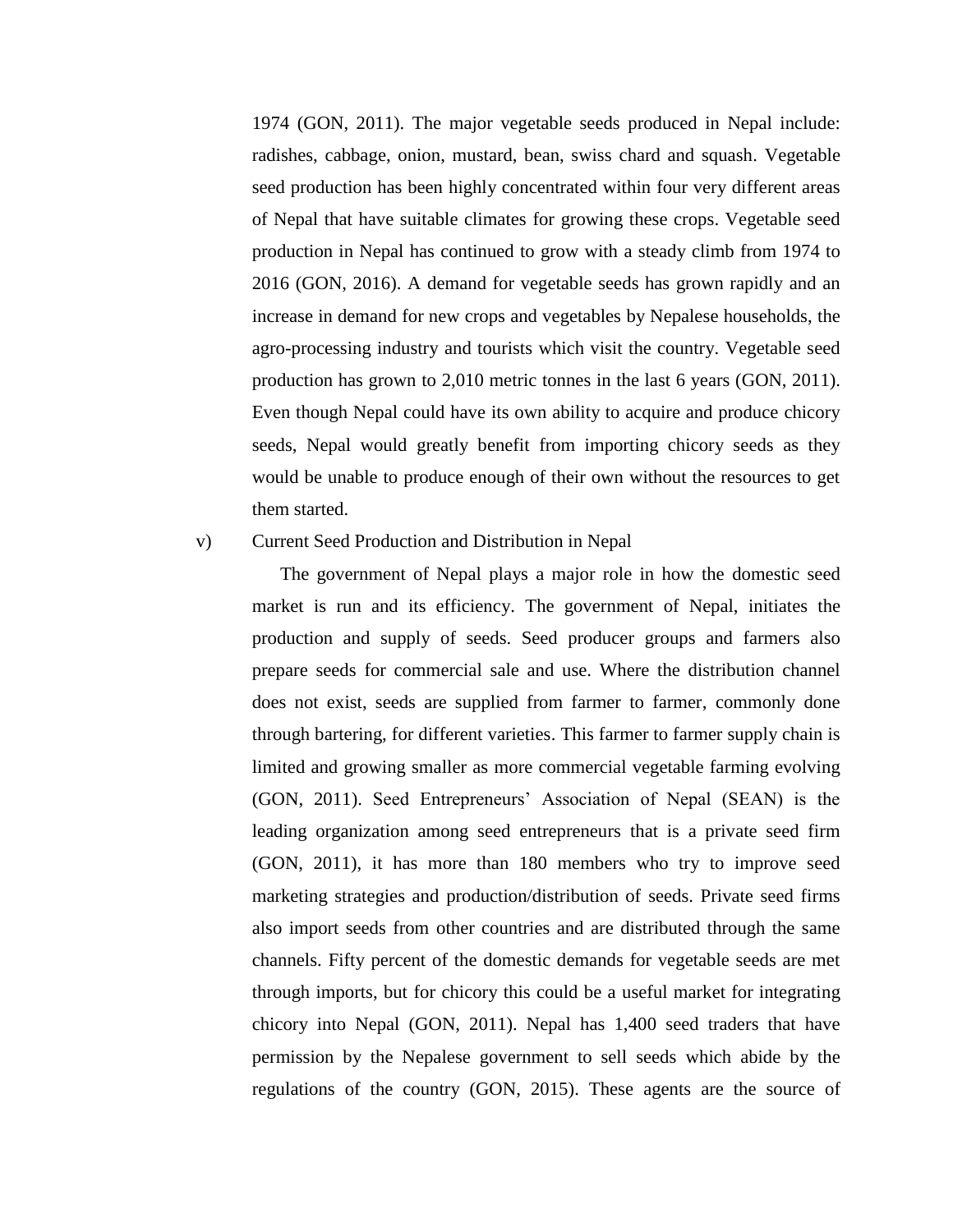1974 (GON, 2011). The major vegetable seeds produced in Nepal include: radishes, cabbage, onion, mustard, bean, swiss chard and squash. Vegetable seed production has been highly concentrated within four very different areas of Nepal that have suitable climates for growing these crops. Vegetable seed production in Nepal has continued to grow with a steady climb from 1974 to 2016 (GON, 2016). A demand for vegetable seeds has grown rapidly and an increase in demand for new crops and vegetables by Nepalese households, the agro-processing industry and tourists which visit the country. Vegetable seed production has grown to 2,010 metric tonnes in the last 6 years (GON, 2011). Even though Nepal could have its own ability to acquire and produce chicory seeds, Nepal would greatly benefit from importing chicory seeds as they would be unable to produce enough of their own without the resources to get them started.

v) Current Seed Production and Distribution in Nepal

The government of Nepal plays a major role in how the domestic seed market is run and its efficiency. The government of Nepal, initiates the production and supply of seeds. Seed producer groups and farmers also prepare seeds for commercial sale and use. Where the distribution channel does not exist, seeds are supplied from farmer to farmer, commonly done through bartering, for different varieties. This farmer to farmer supply chain is limited and growing smaller as more commercial vegetable farming evolving (GON, 2011). Seed Entrepreneurs' Association of Nepal (SEAN) is the leading organization among seed entrepreneurs that is a private seed firm (GON, 2011), it has more than 180 members who try to improve seed marketing strategies and production/distribution of seeds. Private seed firms also import seeds from other countries and are distributed through the same channels. Fifty percent of the domestic demands for vegetable seeds are met through imports, but for chicory this could be a useful market for integrating chicory into Nepal (GON, 2011). Nepal has 1,400 seed traders that have permission by the Nepalese government to sell seeds which abide by the regulations of the country (GON, 2015). These agents are the source of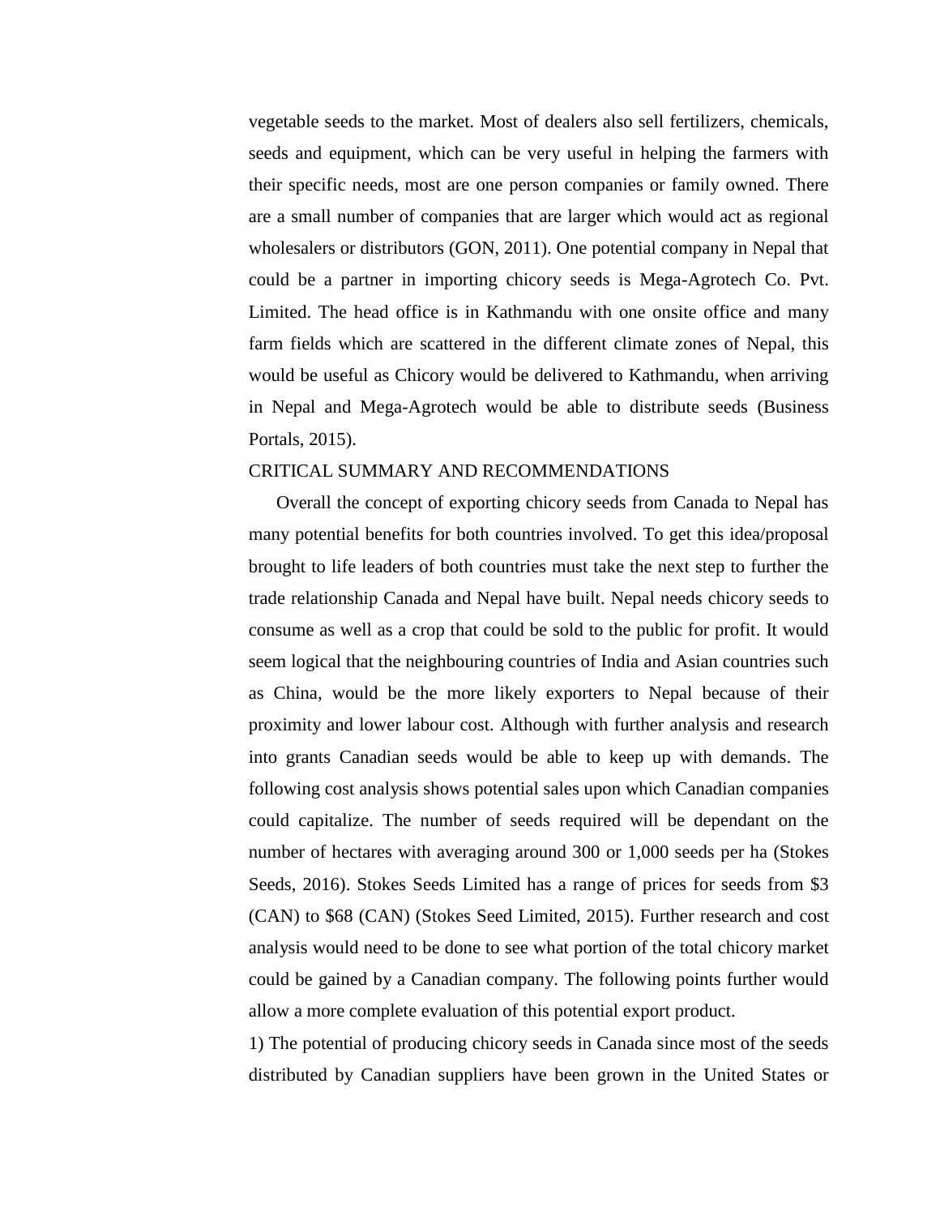vegetable seeds to the market. Most of dealers also sell fertilizers, chemicals, seeds and equipment, which can be very useful in helping the farmers with their specific needs, most are one person companies or family owned. There are a small number of companies that are larger which would act as regional wholesalers or distributors (GON, 2011). One potential company in Nepal that could be a partner in importing chicory seeds is Mega-Agrotech Co. Pvt. Limited. The head office is in Kathmandu with one onsite office and many farm fields which are scattered in the different climate zones of Nepal, this would be useful as Chicory would be delivered to Kathmandu, when arriving in Nepal and Mega-Agrotech would be able to distribute seeds (Business Portals, 2015).

## CRITICAL SUMMARY AND RECOMMENDATIONS

Overall the concept of exporting chicory seeds from Canada to Nepal has many potential benefits for both countries involved. To get this idea/proposal brought to life leaders of both countries must take the next step to further the trade relationship Canada and Nepal have built. Nepal needs chicory seeds to consume as well as a crop that could be sold to the public for profit. It would seem logical that the neighbouring countries of India and Asian countries such as China, would be the more likely exporters to Nepal because of their proximity and lower labour cost. Although with further analysis and research into grants Canadian seeds would be able to keep up with demands. The following cost analysis shows potential sales upon which Canadian companies could capitalize. The number of seeds required will be dependant on the number of hectares with averaging around 300 or 1,000 seeds per ha (Stokes Seeds, 2016). Stokes Seeds Limited has a range of prices for seeds from $3 (CAN) to $68 (CAN) (Stokes Seed Limited, 2015). Further research and cost analysis would need to be done to see what portion of the total chicory market could be gained by a Canadian company. The following points further would allow a more complete evaluation of this potential export product.

1) The potential of producing chicory seeds in Canada since most of the seeds distributed by Canadian suppliers have been grown in the United States or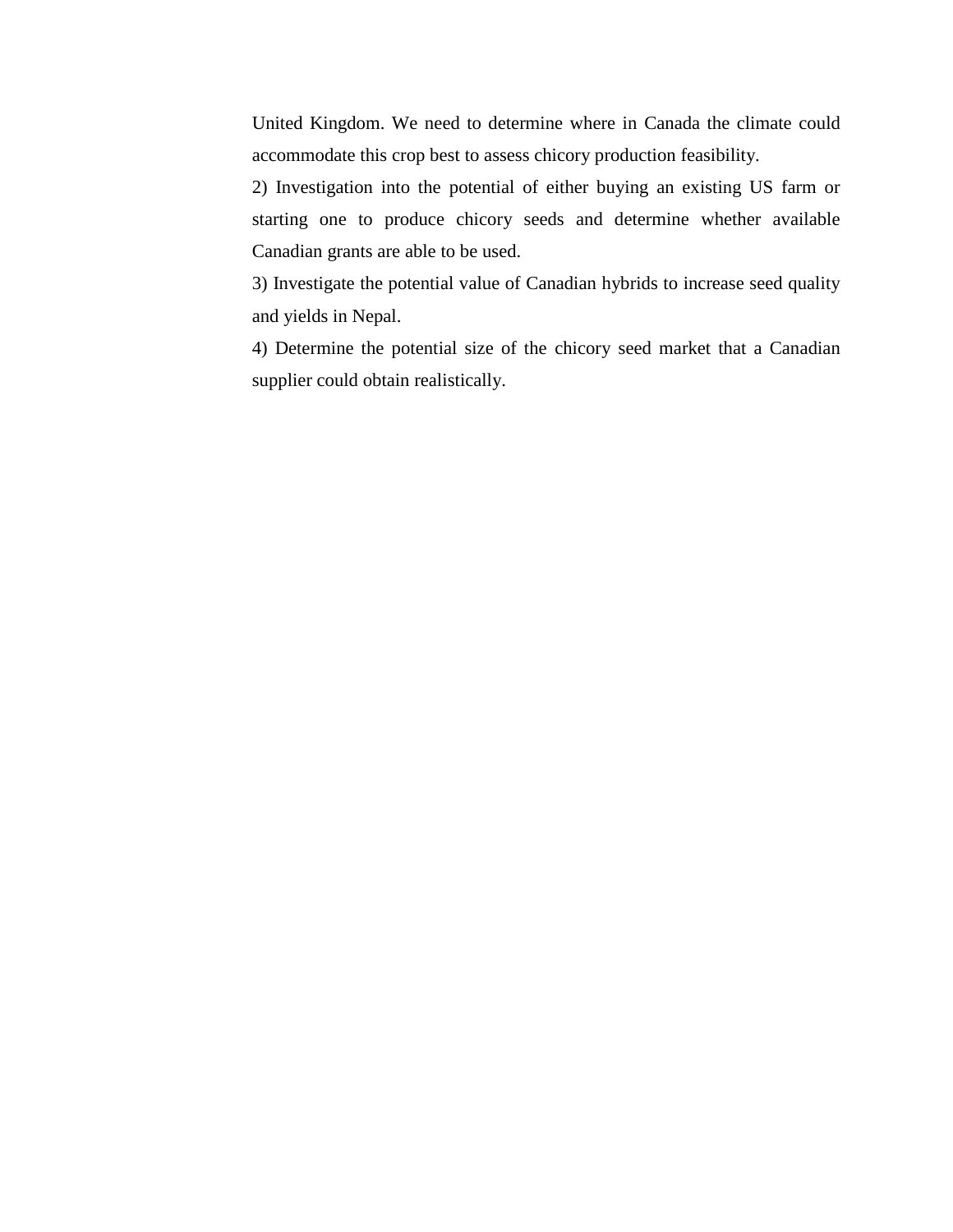United Kingdom. We need to determine where in Canada the climate could accommodate this crop best to assess chicory production feasibility.

2) Investigation into the potential of either buying an existing US farm or starting one to produce chicory seeds and determine whether available Canadian grants are able to be used.

3) Investigate the potential value of Canadian hybrids to increase seed quality and yields in Nepal.

4) Determine the potential size of the chicory seed market that a Canadian supplier could obtain realistically.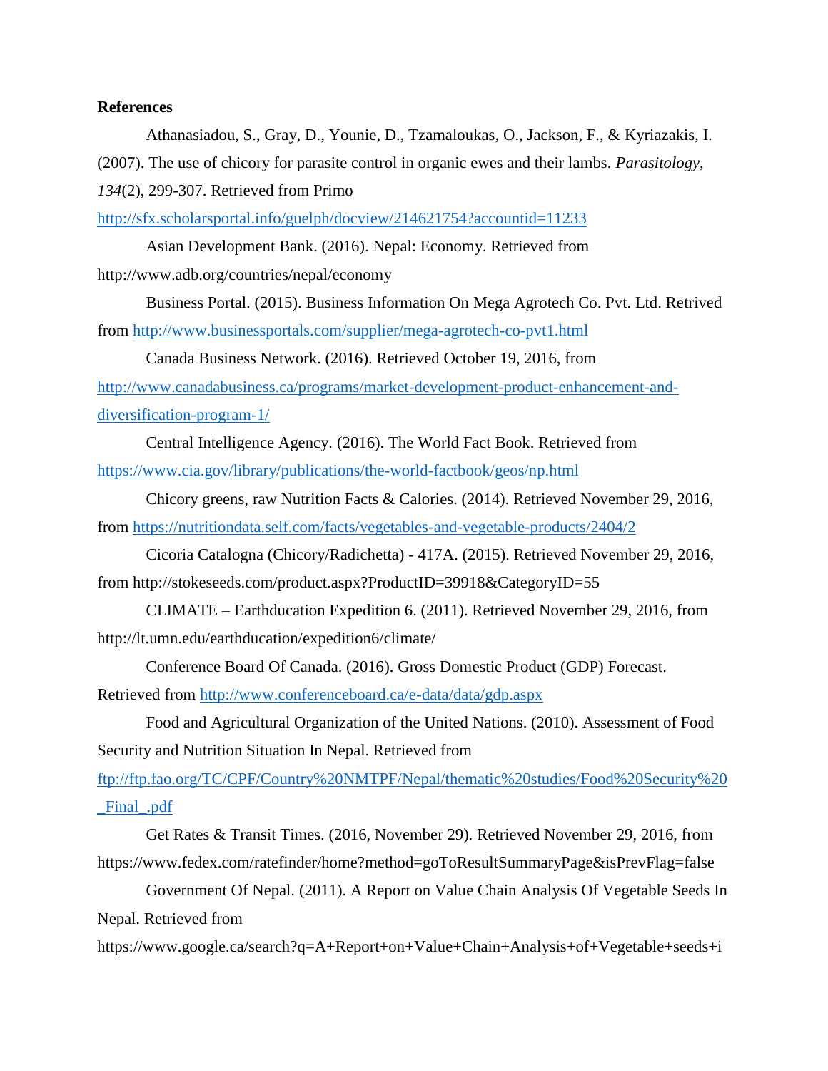**References**

Athanasiadou, S., Gray, D., Younie, D., Tzamaloukas, O., Jackson, F., & Kyriazakis, I. (2007). The use of chicory for parasite control in organic ewes and their lambs. *Parasitology, 134*(2), 299-307. Retrieved from Primo http://sfx.scholarsportal.info/guelph/docview/214621754?accountid=11233

Asian Development Bank. (2016). Nepal: Economy. Retrieved from http://www.adb.org/countries/nepal/economy

Business Portal. (2015). Business Information On Mega Agrotech Co. Pvt. Ltd. Retrived from http://www.businessportals.com/supplier/mega-agrotech-co-pvt1.html

Canada Business Network. (2016). Retrieved October 19, 2016, from http://www.canadabusiness.ca/programs/market-development-product-enhancement-and-diversification-program-1/

Central Intelligence Agency. (2016). The World Fact Book. Retrieved from https://www.cia.gov/library/publications/the-world-factbook/geos/np.html

Chicory greens, raw Nutrition Facts & Calories. (2014). Retrieved November 29, 2016, from https://nutritiondata.self.com/facts/vegetables-and-vegetable-products/2404/2

Cicoria Catalogna (Chicory/Radichetta) - 417A. (2015). Retrieved November 29, 2016, from http://stokeseeds.com/product.aspx?ProductID=39918&CategoryID=55

CLIMATE – Earthducation Expedition 6. (2011). Retrieved November 29, 2016, from http://lt.umn.edu/earthducation/expedition6/climate/

Conference Board Of Canada. (2016). Gross Domestic Product (GDP) Forecast. Retrieved from http://www.conferenceboard.ca/e-data/data/gdp.aspx

Food and Agricultural Organization of the United Nations. (2010). Assessment of Food Security and Nutrition Situation In Nepal. Retrieved from ftp://ftp.fao.org/TC/CPF/Country%20NMTPF/Nepal/thematic%20studies/Food%20Security%20_Final_.pdf

Get Rates & Transit Times. (2016, November 29). Retrieved November 29, 2016, from https://www.fedex.com/ratefinder/home?method=goToResultSummaryPage&isPrevFlag=false

Government Of Nepal. (2011). A Report on Value Chain Analysis Of Vegetable Seeds In Nepal. Retrieved from https://www.google.ca/search?q=A+Report+on+Value+Chain+Analysis+of+Vegetable+seeds+i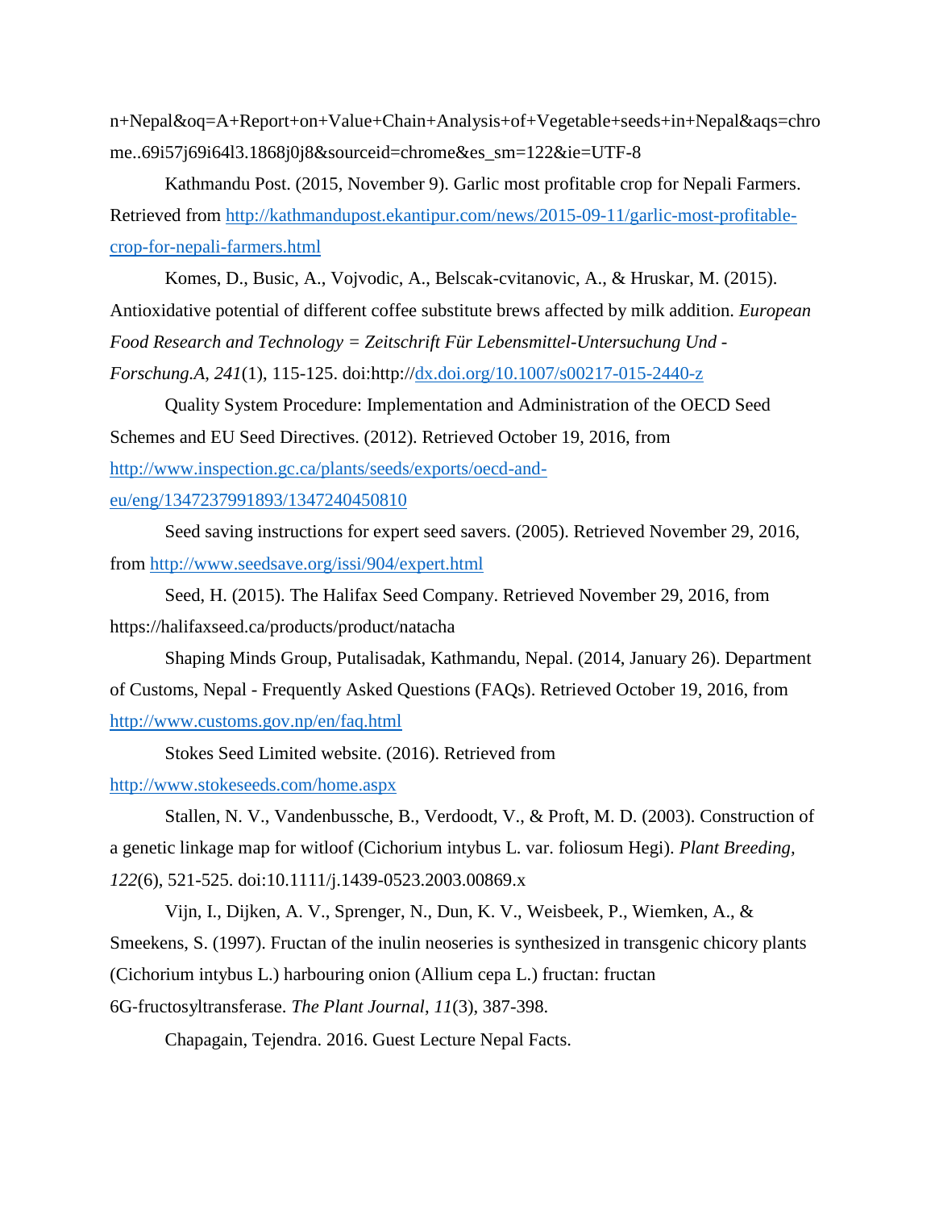n+Nepal&oq=A+Report+on+Value+Chain+Analysis+of+Vegetable+seeds+in+Nepal&aqs=chrome..69i57j69i64l3.1868j0j8&sourceid=chrome&es_sm=122&ie=UTF-8

Kathmandu Post. (2015, November 9). Garlic most profitable crop for Nepali Farmers. Retrieved from http://kathmandupost.ekantipur.com/news/2015-09-11/garlic-most-profitable-crop-for-nepali-farmers.html

Komes, D., Busic, A., Vojvodic, A., Belscak-cvitanovic, A., & Hruskar, M. (2015). Antioxidative potential of different coffee substitute brews affected by milk addition. *European Food Research and Technology = Zeitschrift Für Lebensmittel-Untersuchung Und -Forschung.A, 241*(1), 115-125. doi:http://dx.doi.org/10.1007/s00217-015-2440-z

Quality System Procedure: Implementation and Administration of the OECD Seed Schemes and EU Seed Directives. (2012). Retrieved October 19, 2016, from http://www.inspection.gc.ca/plants/seeds/exports/oecd-and-eu/eng/1347237991893/1347240450810

Seed saving instructions for expert seed savers. (2005). Retrieved November 29, 2016, from http://www.seedsave.org/issi/904/expert.html

Seed, H. (2015). The Halifax Seed Company. Retrieved November 29, 2016, from https://halifaxseed.ca/products/product/natacha

Shaping Minds Group, Putalisadak, Kathmandu, Nepal. (2014, January 26). Department of Customs, Nepal - Frequently Asked Questions (FAQs). Retrieved October 19, 2016, from http://www.customs.gov.np/en/faq.html

Stokes Seed Limited website. (2016). Retrieved from http://www.stokeseeds.com/home.aspx

Stallen, N. V., Vandenbussche, B., Verdoodt, V., & Proft, M. D. (2003). Construction of a genetic linkage map for witloof (Cichorium intybus L. var. foliosum Hegi). *Plant Breeding, 122*(6), 521-525. doi:10.1111/j.1439-0523.2003.00869.x

Vijn, I., Dijken, A. V., Sprenger, N., Dun, K. V., Weisbeek, P., Wiemken, A., & Smeekens, S. (1997). Fructan of the inulin neoseries is synthesized in transgenic chicory plants (Cichorium intybus L.) harbouring onion (Allium cepa L.) fructan: fructan 6G-fructosyltransferase. *The Plant Journal*, *11*(3), 387-398.

Chapagain, Tejendra. 2016. Guest Lecture Nepal Facts.